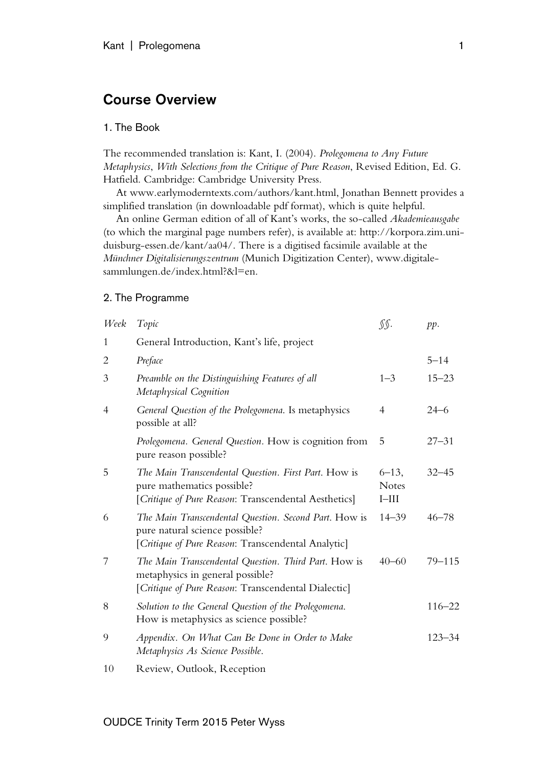# Course Overview

## 1. The Book

The recommended translation is: Kant, I. (2004). *Prolegomena to Any Future Metaphysics*, *With Selections from the Critique of Pure Reason*, Revised Edition, Ed. G. Hatfield. Cambridge: Cambridge University Press.

At www.earlymoderntexts.com/authors/kant.html, Jonathan Bennett provides a simplified translation (in downloadable pdf format), which is quite helpful.

An online German edition of all of Kant's works, the so-called *Akademieausgabe* (to which the marginal page numbers refer), is available at: http://korpora.zim.uni-duisburg-essen.de/kant/aa04/. There is a digitised facsimile available at the *Münchner Digitalisierungszentrum* (Munich Digitization Center), www.digitale-sammlungen.de/index.html?&l=en.

## 2. The Programme

| *Week* | *Topic* | *§§.* | *pp.* |
|---|---|---|---|
| 1 | General Introduction, Kant's life, project | | |
| 2 | *Preface* | | 5–14 |
| 3 | *Preamble on the Distinguishing Features of all Metaphysical Cognition* | 1–3 | 15–23 |
| 4 | *General Question of the Prolegomena.* Is metaphysics possible at all? | 4 | 24–6 |
| | *Prolegomena. General Question.* How is cognition from pure reason possible? | 5 | 27–31 |
| 5 | *The Main Transcendental Question. First Part.* How is pure mathematics possible? [*Critique of Pure Reason*: Transcendental Aesthetics] | 6–13, Notes I–III | 32–45 |
| 6 | *The Main Transcendental Question. Second Part.* How is pure natural science possible? [*Critique of Pure Reason*: Transcendental Analytic] | 14–39 | 46–78 |
| 7 | *The Main Transcendental Question. Third Part.* How is metaphysics in general possible? [*Critique of Pure Reason*: Transcendental Dialectic] | 40–60 | 79–115 |
| 8 | *Solution to the General Question of the Prolegomena.* How is metaphysics as science possible? | | 116–22 |
| 9 | *Appendix. On What Can Be Done in Order to Make Metaphysics As Science Possible.* | | 123–34 |
| 10 | Review, Outlook, Reception | | |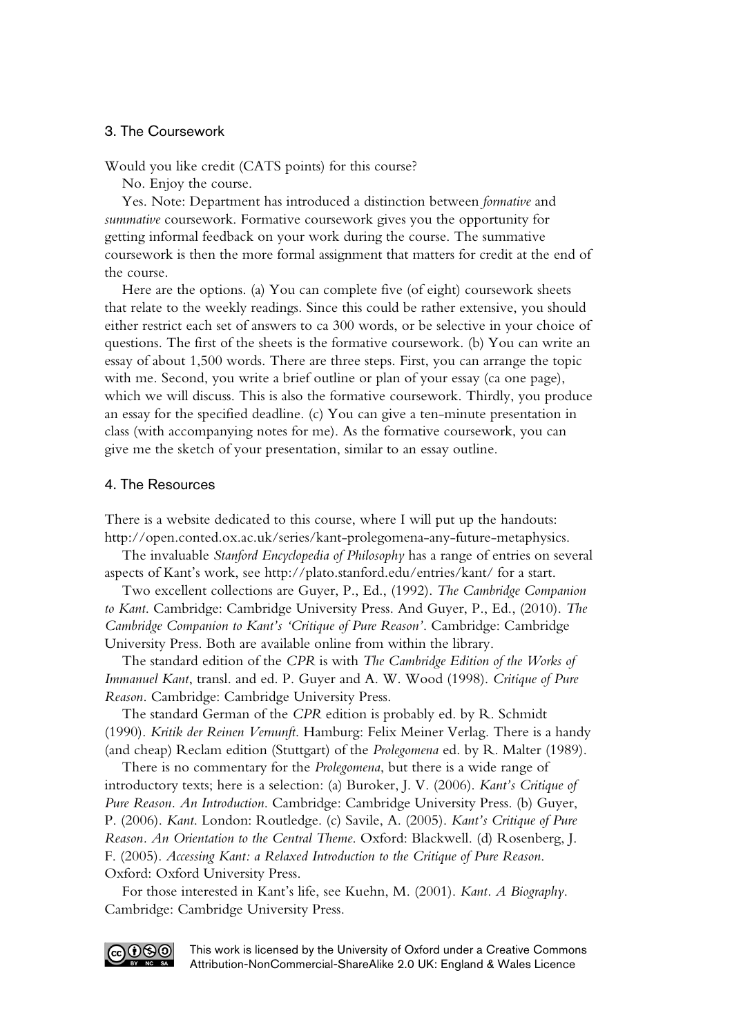## 3. The Coursework

Would you like credit (CATS points) for this course?

No. Enjoy the course.

Yes. Note: Department has introduced a distinction between *formative* and *summative* coursework. Formative coursework gives you the opportunity for getting informal feedback on your work during the course. The summative coursework is then the more formal assignment that matters for credit at the end of the course.

Here are the options. (a) You can complete five (of eight) coursework sheets that relate to the weekly readings. Since this could be rather extensive, you should either restrict each set of answers to ca 300 words, or be selective in your choice of questions. The first of the sheets is the formative coursework. (b) You can write an essay of about 1,500 words. There are three steps. First, you can arrange the topic with me. Second, you write a brief outline or plan of your essay (ca one page), which we will discuss. This is also the formative coursework. Thirdly, you produce an essay for the specified deadline. (c) You can give a ten-minute presentation in class (with accompanying notes for me). As the formative coursework, you can give me the sketch of your presentation, similar to an essay outline.

## 4. The Resources

There is a website dedicated to this course, where I will put up the handouts: http://open.conted.ox.ac.uk/series/kant-prolegomena-any-future-metaphysics.

The invaluable *Stanford Encyclopedia of Philosophy* has a range of entries on several aspects of Kant's work, see http://plato.stanford.edu/entries/kant/ for a start.

Two excellent collections are Guyer, P., Ed., (1992). *The Cambridge Companion to Kant*. Cambridge: Cambridge University Press. And Guyer, P., Ed., (2010). *The Cambridge Companion to Kant's 'Critique of Pure Reason'*. Cambridge: Cambridge University Press. Both are available online from within the library.

The standard edition of the *CPR* is with *The Cambridge Edition of the Works of Immanuel Kant*, transl. and ed. P. Guyer and A. W. Wood (1998). *Critique of Pure Reason*. Cambridge: Cambridge University Press.

The standard German of the *CPR* edition is probably ed. by R. Schmidt (1990). *Kritik der Reinen Vernunft*. Hamburg: Felix Meiner Verlag. There is a handy (and cheap) Reclam edition (Stuttgart) of the *Prolegomena* ed. by R. Malter (1989).

There is no commentary for the *Prolegomena*, but there is a wide range of introductory texts; here is a selection: (a) Buroker, J. V. (2006). *Kant's Critique of Pure Reason. An Introduction*. Cambridge: Cambridge University Press. (b) Guyer, P. (2006). *Kant*. London: Routledge. (c) Savile, A. (2005). *Kant's Critique of Pure Reason. An Orientation to the Central Theme*. Oxford: Blackwell. (d) Rosenberg, J. F. (2005). *Accessing Kant: a Relaxed Introduction to the Critique of Pure Reason*. Oxford: Oxford University Press.

For those interested in Kant's life, see Kuehn, M. (2001). *Kant. A Biography*. Cambridge: Cambridge University Press.

This work is licensed by the University of Oxford under a Creative Commons Attribution-NonCommercial-ShareAlike 2.0 UK: England & Wales Licence